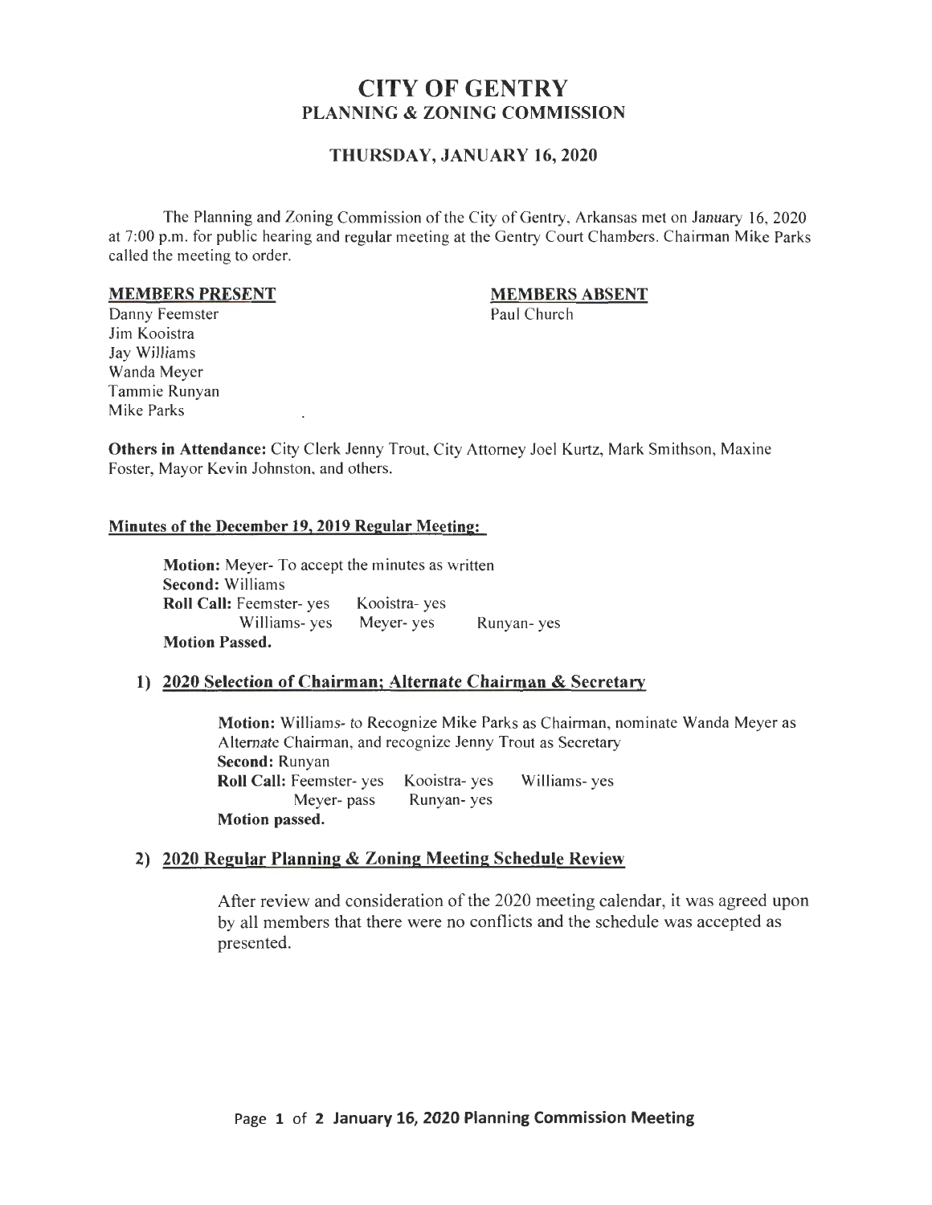# CITY OF GENTRY
## PLANNING & ZONING COMMISSION

### THURSDAY, JANUARY 16, 2020

The Planning and Zoning Commission of the City of Gentry, Arkansas met on January 16, 2020 at 7:00 p.m. for public hearing and regular meeting at the Gentry Court Chambers. Chairman Mike Parks called the meeting to order.

**MEMBERS PRESENT**

Danny Feemster
Jim Kooistra
Jay Williams
Wanda Meyer
Tammie Runyan
Mike Parks

**MEMBERS ABSENT**

Paul Church

**Others in Attendance:** City Clerk Jenny Trout, City Attorney Joel Kurtz, Mark Smithson, Maxine Foster, Mayor Kevin Johnston, and others.

**Minutes of the December 19, 2019 Regular Meeting:**

**Motion:** Meyer- To accept the minutes as written
**Second:** Williams
**Roll Call:** Feemster- yes Kooistra- yes
Williams- yes Meyer- yes Runyan- yes
**Motion Passed.**

**1) 2020 Selection of Chairman; Alternate Chairman & Secretary**

**Motion:** Williams- to Recognize Mike Parks as Chairman, nominate Wanda Meyer as Alternate Chairman, and recognize Jenny Trout as Secretary
**Second:** Runyan
**Roll Call:** Feemster- yes Kooistra- yes Williams- yes
Meyer- pass Runyan- yes
**Motion passed.**

**2) 2020 Regular Planning & Zoning Meeting Schedule Review**

After review and consideration of the 2020 meeting calendar, it was agreed upon by all members that there were no conflicts and the schedule was accepted as presented.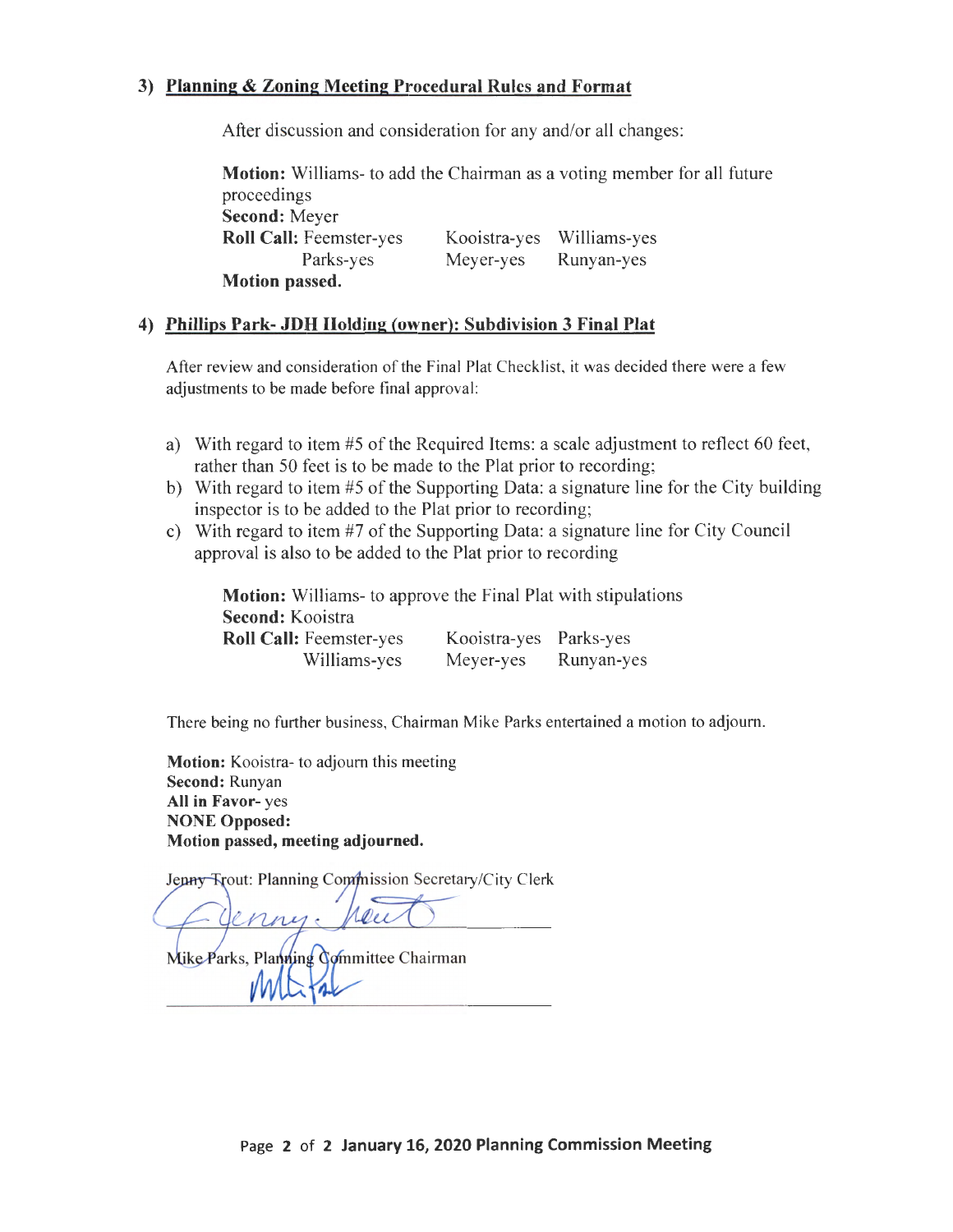### 3) Planning & Zoning Meeting Procedural Rules and Format

After discussion and consideration for any and/or all changes:

**Motion:** Williams- to add the Chairman as a voting member for all future proceedings
**Second:** Meyer

| | | |
|---|---|---|
| **Roll Call:** Feemster-yes | Kooistra-yes | Williams-yes |
| Parks-yes | Meyer-yes | Runyan-yes |

**Motion passed.**

### 4) Phillips Park- JDH Holding (owner): Subdivision 3 Final Plat

After review and consideration of the Final Plat Checklist, it was decided there were a few adjustments to be made before final approval:

a) With regard to item #5 of the Required Items: a scale adjustment to reflect 60 feet, rather than 50 feet is to be made to the Plat prior to recording;
b) With regard to item #5 of the Supporting Data: a signature line for the City building inspector is to be added to the Plat prior to recording;
c) With regard to item #7 of the Supporting Data: a signature line for City Council approval is also to be added to the Plat prior to recording

**Motion:** Williams- to approve the Final Plat with stipulations
**Second:** Kooistra

| | | |
|---|---|---|
| **Roll Call:** Feemster-yes | Kooistra-yes | Parks-yes |
| Williams-yes | Meyer-yes | Runyan-yes |

There being no further business, Chairman Mike Parks entertained a motion to adjourn.

**Motion:** Kooistra- to adjourn this meeting
**Second:** Runyan
**All in Favor**- yes
**NONE Opposed:**
**Motion passed, meeting adjourned.**

Jenny Trout: Planning Commission Secretary/City Clerk

Mike Parks, Planning Committee Chairman